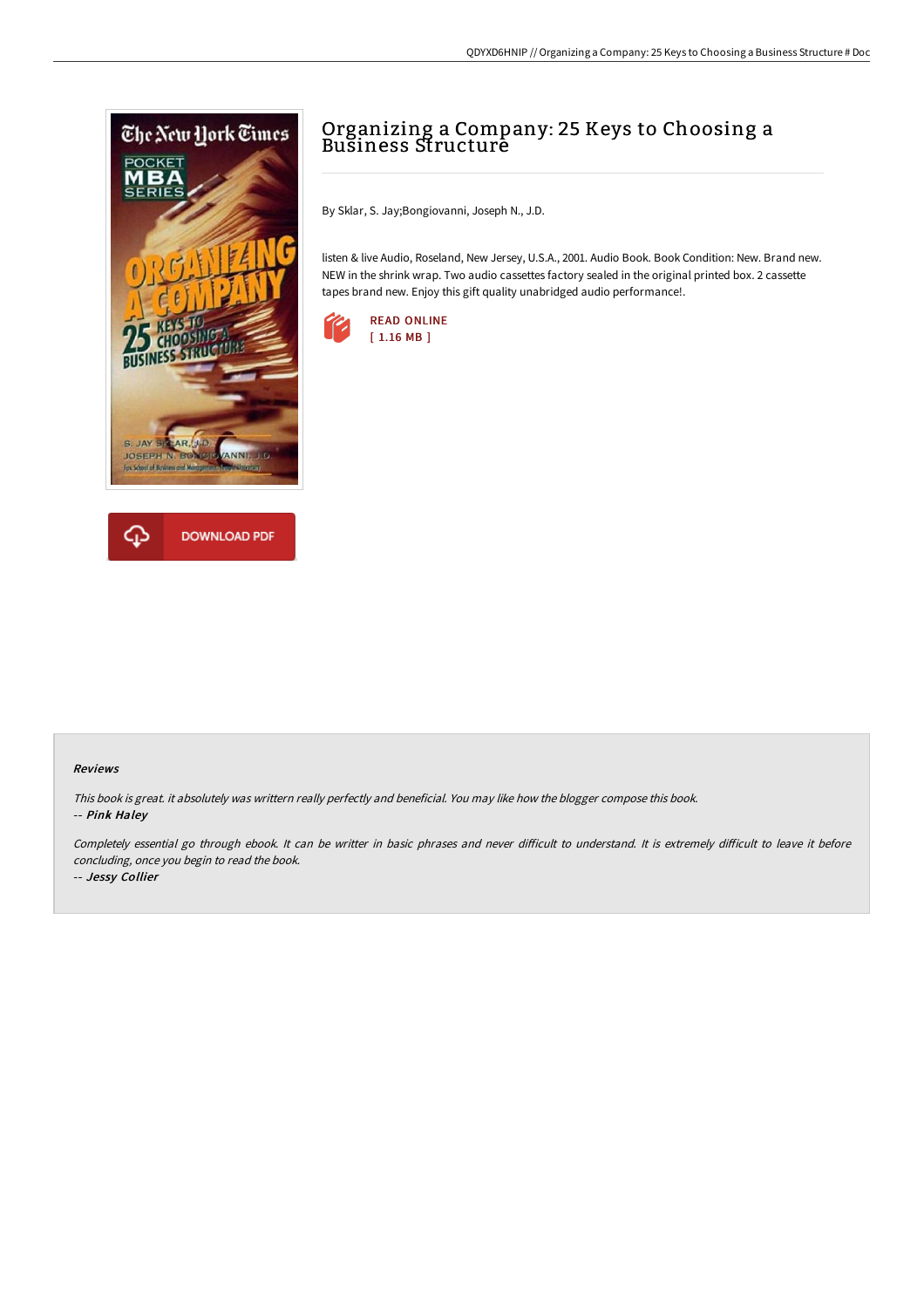# Organizing a Company: 25 Keys to Choosing a Business Structure

By Sklar, S. Jay;Bongiovanni, Joseph N., J.D.

listen & live Audio, Roseland, New Jersey, U.S.A., 2001. Audio Book. Book Condition: New. Brand new. NEW in the shrink wrap. Two audio cassettes factory sealed in the original printed box. 2 cassette tapes brand new. Enjoy this gift quality unabridged audio performance!.

READ ONLINE
[ 1.16 MB ]

DOWNLOAD PDF

## Reviews

*This book is great. it absolutely was writtern really perfectly and beneficial. You may like how the blogger compose this book.*
*-- **Pink Haley***

*Completely essential go through ebook. It can be writter in basic phrases and never difficult to understand. It is extremely difficult to leave it before concluding, once you begin to read the book.*
*-- **Jessy Collier***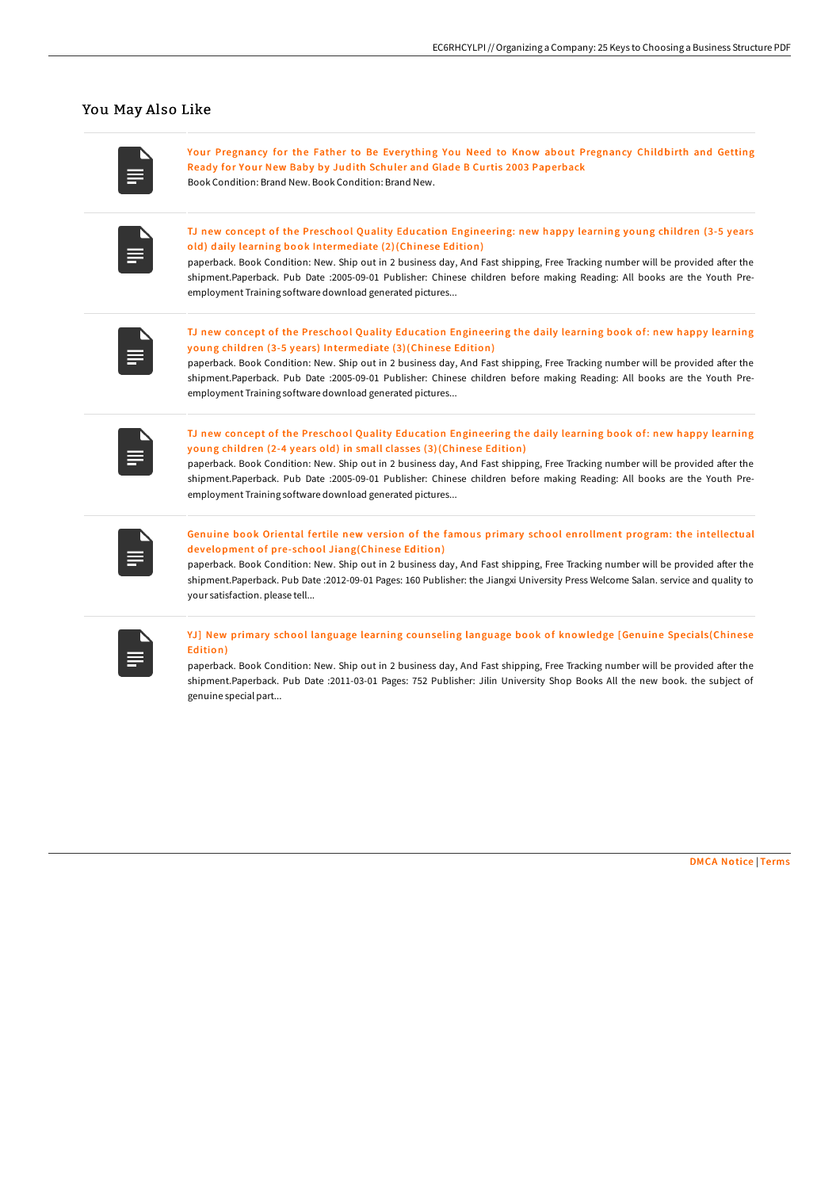## You May Also Like

**Your Pregnancy for the Father to Be Everything You Need to Know about Pregnancy Childbirth and Getting Ready for Your New Baby by Judith Schuler and Glade B Curtis 2003 Paperback**

Book Condition: Brand New. Book Condition: Brand New.

**TJ new concept of the Preschool Quality Education Engineering: new happy learning young children (3-5 years old) daily learning book Intermediate (2)(Chinese Edition)**

paperback. Book Condition: New. Ship out in 2 business day, And Fast shipping, Free Tracking number will be provided after the shipment.Paperback. Pub Date :2005-09-01 Publisher: Chinese children before making Reading: All books are the Youth Pre-employment Training software download generated pictures...

**TJ new concept of the Preschool Quality Education Engineering the daily learning book of: new happy learning young children (3-5 years) Intermediate (3)(Chinese Edition)**

paperback. Book Condition: New. Ship out in 2 business day, And Fast shipping, Free Tracking number will be provided after the shipment.Paperback. Pub Date :2005-09-01 Publisher: Chinese children before making Reading: All books are the Youth Pre-employment Training software download generated pictures...

**TJ new concept of the Preschool Quality Education Engineering the daily learning book of: new happy learning young children (2-4 years old) in small classes (3)(Chinese Edition)**

paperback. Book Condition: New. Ship out in 2 business day, And Fast shipping, Free Tracking number will be provided after the shipment.Paperback. Pub Date :2005-09-01 Publisher: Chinese children before making Reading: All books are the Youth Pre-employment Training software download generated pictures...

**Genuine book Oriental fertile new version of the famous primary school enrollment program: the intellectual development of pre-school Jiang(Chinese Edition)**

paperback. Book Condition: New. Ship out in 2 business day, And Fast shipping, Free Tracking number will be provided after the shipment.Paperback. Pub Date :2012-09-01 Pages: 160 Publisher: the Jiangxi University Press Welcome Salan. service and quality to your satisfaction. please tell...

**YJ] New primary school language learning counseling language book of knowledge [Genuine Specials(Chinese Edition)**

paperback. Book Condition: New. Ship out in 2 business day, And Fast shipping, Free Tracking number will be provided after the shipment.Paperback. Pub Date :2011-03-01 Pages: 752 Publisher: Jilin University Shop Books All the new book. the subject of genuine special part...

DMCA Notice | Terms